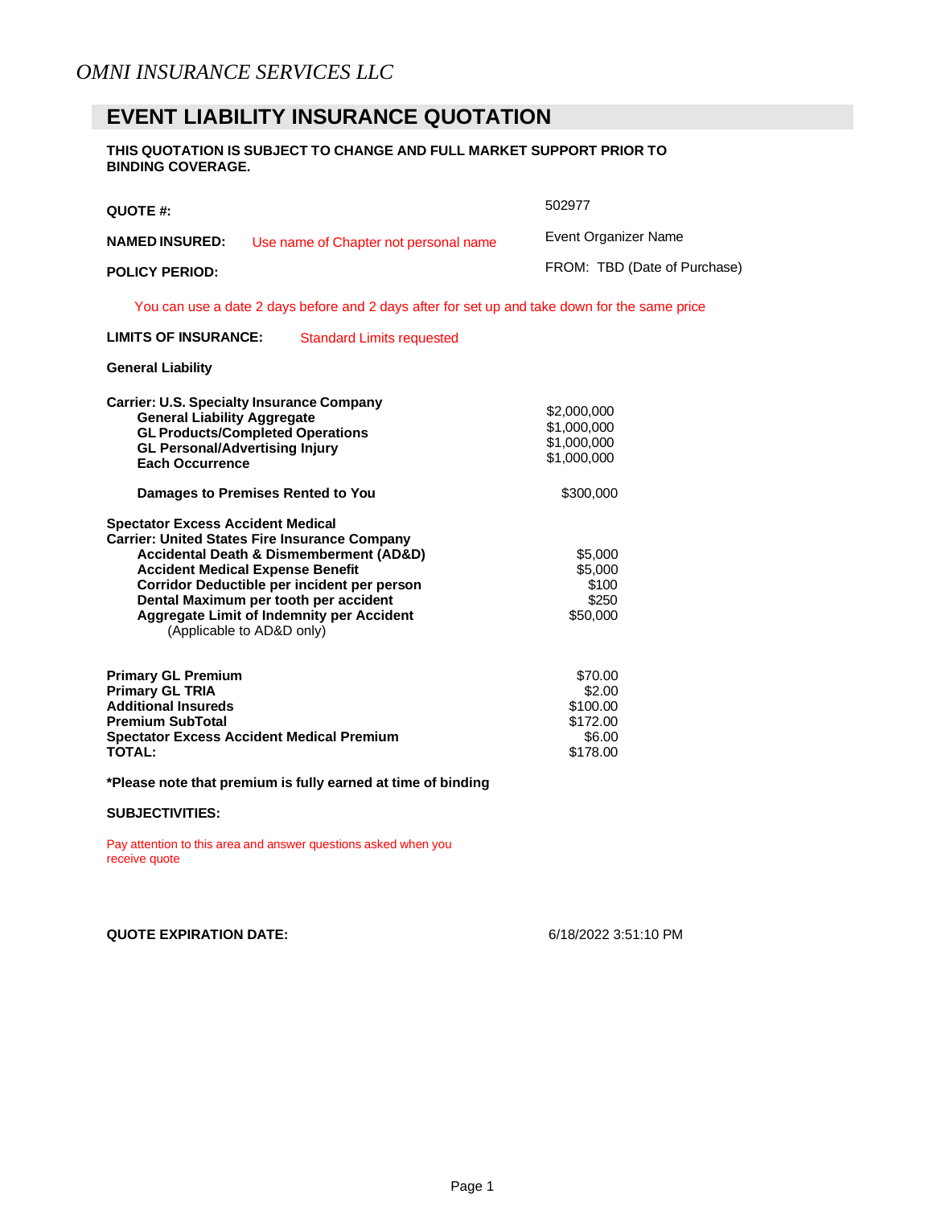*OMNI INSURANCE SERVICES LLC*

# EVENT LIABILITY INSURANCE QUOTATION

**THIS QUOTATION IS SUBJECT TO CHANGE AND FULL MARKET SUPPORT PRIOR TO BINDING COVERAGE.**

**QUOTE #:** 502977

**NAMED INSURED:** Use name of Chapter not personal name — Event Organizer Name

**POLICY PERIOD:** FROM: TBD (Date of Purchase)

You can use a date 2 days before and 2 days after for set up and take down for the same price

**LIMITS OF INSURANCE:** Standard Limits requested

**General Liability**

| | |
|---|---|
| **Carrier: U.S. Specialty Insurance Company** | |
| **General Liability Aggregate** | $2,000,000 |
| **GL Products/Completed Operations** | $1,000,000 |
| **GL Personal/Advertising Injury** | $1,000,000 |
| **Each Occurrence** | $1,000,000 |
| **Damages to Premises Rented to You** | $300,000 |

| | |
|---|---|
| **Spectator Excess Accident Medical** | |
| **Carrier: United States Fire Insurance Company** | |
| **Accidental Death & Dismemberment (AD&D)** | $5,000 |
| **Accident Medical Expense Benefit** | $5,000 |
| **Corridor Deductible per incident per person** | $100 |
| **Dental Maximum per tooth per accident** | $250 |
| **Aggregate Limit of Indemnity per Accident** (Applicable to AD&D only) | $50,000 |

| | |
|---|---|
| **Primary GL Premium** | $70.00 |
| **Primary GL TRIA** | $2.00 |
| **Additional Insureds** | $100.00 |
| **Premium SubTotal** | $172.00 |
| **Spectator Excess Accident Medical Premium** | $6.00 |
| **TOTAL:** | $178.00 |

***Please note that premium is fully earned at time of binding**

**SUBJECTIVITIES:**

Pay attention to this area and answer questions asked when you receive quote

**QUOTE EXPIRATION DATE:** 6/18/2022 3:51:10 PM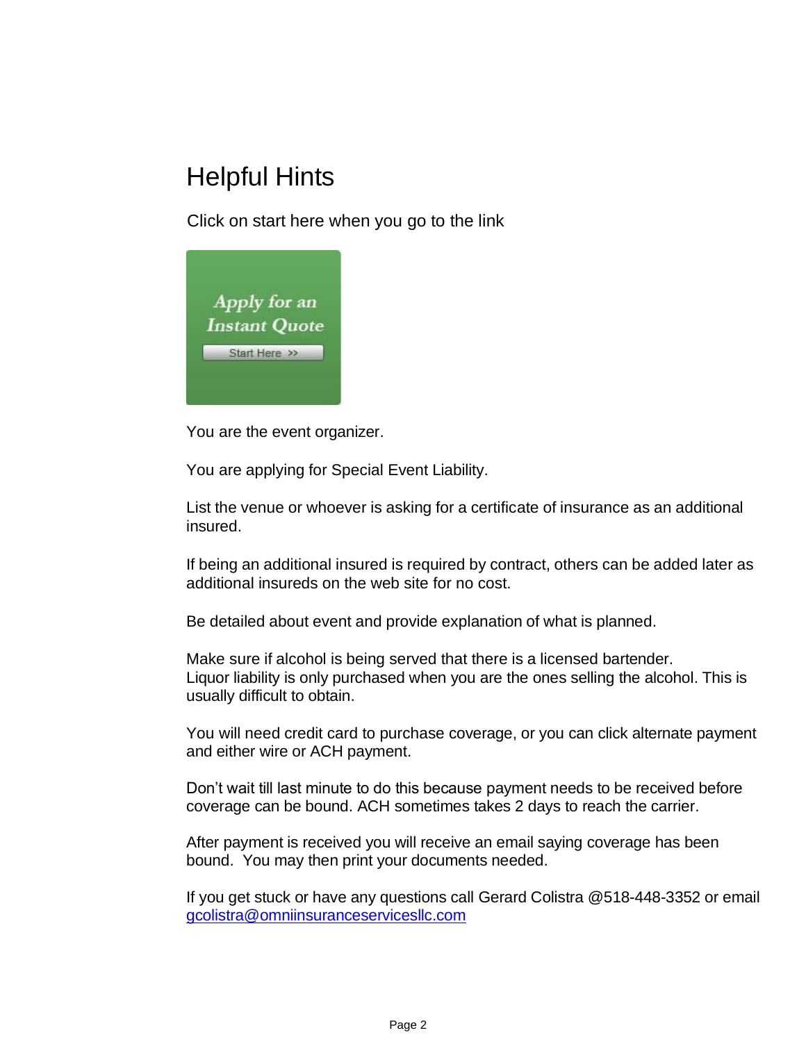# Helpful Hints

Click on start here when you go to the link

You are the event organizer.

You are applying for Special Event Liability.

List the venue or whoever is asking for a certificate of insurance as an additional insured.

If being an additional insured is required by contract, others can be added later as additional insureds on the web site for no cost.

Be detailed about event and provide explanation of what is planned.

Make sure if alcohol is being served that there is a licensed bartender.
Liquor liability is only purchased when you are the ones selling the alcohol. This is usually difficult to obtain.

You will need credit card to purchase coverage, or you can click alternate payment and either wire or ACH payment.

Don't wait till last minute to do this because payment needs to be received before coverage can be bound. ACH sometimes takes 2 days to reach the carrier.

After payment is received you will receive an email saying coverage has been bound. You may then print your documents needed.

If you get stuck or have any questions call Gerard Colistra @518-448-3352 or email gcolistra@omniinsuranceservicesllc.com